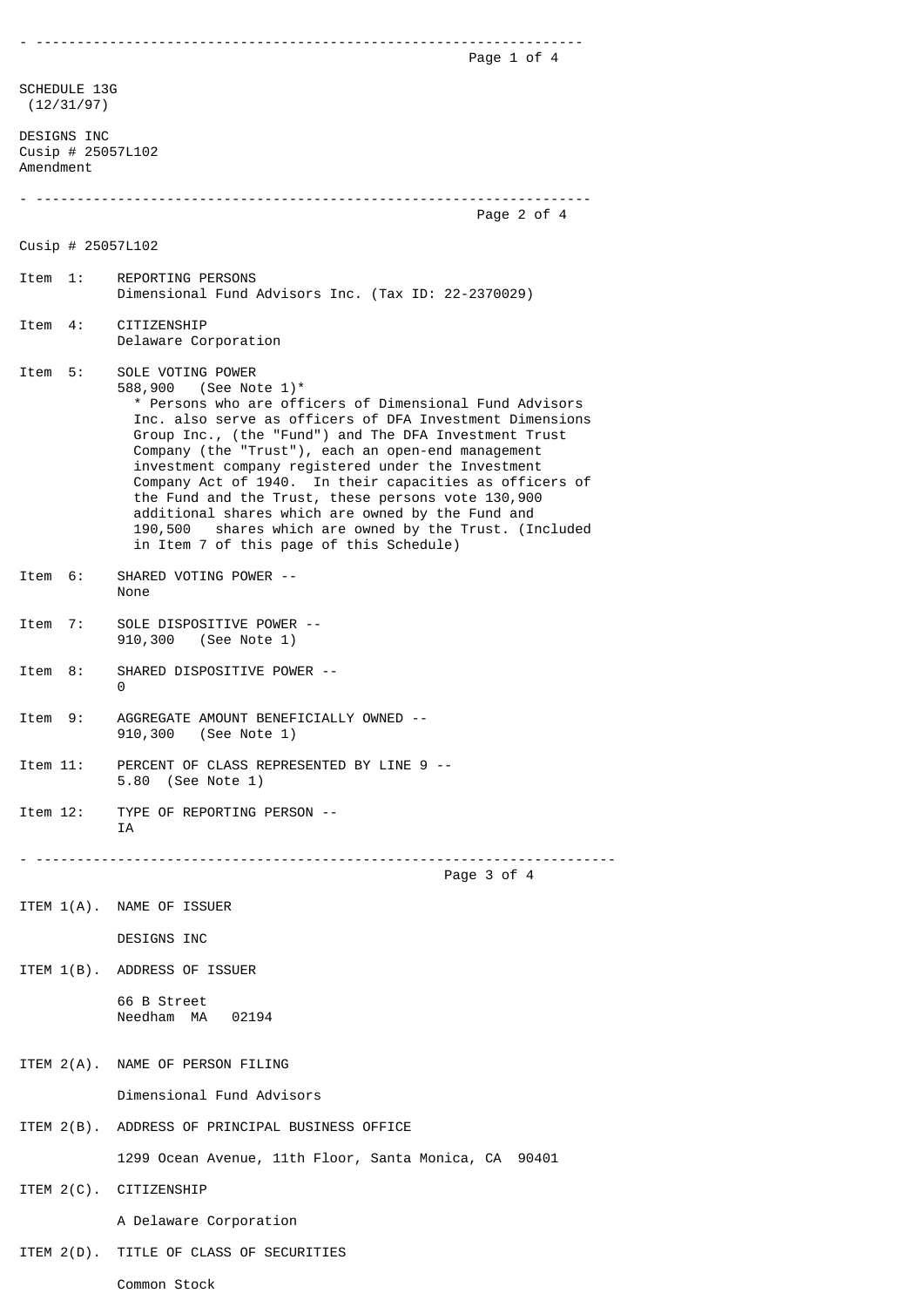SCHEDULE 13G
(12/31/97)

DESIGNS INC
Cusip # 25057L102
Amendment

---

Cusip # 25057L102

Item 1: REPORTING PERSONS
Dimensional Fund Advisors Inc. (Tax ID: 22-2370029)

Item 4: CITIZENSHIP
Delaware Corporation

Item 5: SOLE VOTING POWER
588,900 (See Note 1)*

\* Persons who are officers of Dimensional Fund Advisors Inc. also serve as officers of DFA Investment Dimensions Group Inc., (the "Fund") and The DFA Investment Trust Company (the "Trust"), each an open-end management investment company registered under the Investment Company Act of 1940. In their capacities as officers of the Fund and the Trust, these persons vote 130,900 additional shares which are owned by the Fund and 190,500 shares which are owned by the Trust. (Included in Item 7 of this page of this Schedule)

Item 6: SHARED VOTING POWER --
None

Item 7: SOLE DISPOSITIVE POWER --
910,300 (See Note 1)

Item 8: SHARED DISPOSITIVE POWER --
0

Item 9: AGGREGATE AMOUNT BENEFICIALLY OWNED --
910,300 (See Note 1)

Item 11: PERCENT OF CLASS REPRESENTED BY LINE 9 --
5.80 (See Note 1)

Item 12: TYPE OF REPORTING PERSON --
IA

---

ITEM 1(A). NAME OF ISSUER

DESIGNS INC

ITEM 1(B). ADDRESS OF ISSUER

66 B Street
Needham MA 02194

ITEM 2(A). NAME OF PERSON FILING

Dimensional Fund Advisors

ITEM 2(B). ADDRESS OF PRINCIPAL BUSINESS OFFICE

1299 Ocean Avenue, 11th Floor, Santa Monica, CA 90401

ITEM 2(C). CITIZENSHIP

A Delaware Corporation

ITEM 2(D). TITLE OF CLASS OF SECURITIES

Common Stock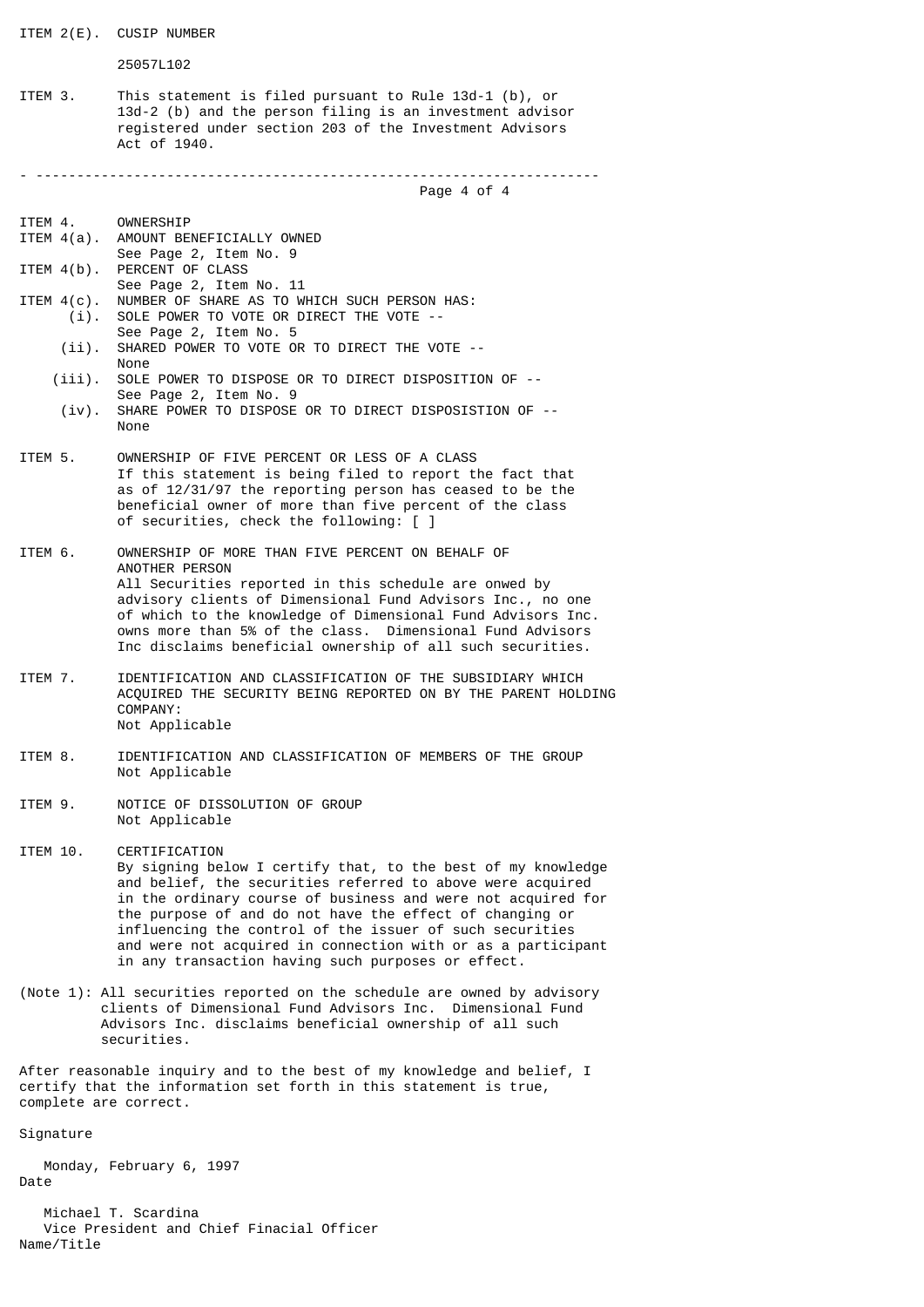ITEM 2(E). CUSIP NUMBER

25057L102

ITEM 3. This statement is filed pursuant to Rule 13d-1 (b), or 13d-2 (b) and the person filing is an investment advisor registered under section 203 of the Investment Advisors Act of 1940.

---

ITEM 4. OWNERSHIP

ITEM 4(a). AMOUNT BENEFICIALLY OWNED
See Page 2, Item No. 9

ITEM 4(b). PERCENT OF CLASS
See Page 2, Item No. 11

ITEM 4(c). NUMBER OF SHARE AS TO WHICH SUCH PERSON HAS:

(i). SOLE POWER TO VOTE OR DIRECT THE VOTE --
See Page 2, Item No. 5

(ii). SHARED POWER TO VOTE OR TO DIRECT THE VOTE --
None

(iii). SOLE POWER TO DISPOSE OR TO DIRECT DISPOSITION OF --
See Page 2, Item No. 9

(iv). SHARE POWER TO DISPOSE OR TO DIRECT DISPOSISTION OF --
None

ITEM 5. OWNERSHIP OF FIVE PERCENT OR LESS OF A CLASS
If this statement is being filed to report the fact that as of 12/31/97 the reporting person has ceased to be the beneficial owner of more than five percent of the class of securities, check the following: [ ]

ITEM 6. OWNERSHIP OF MORE THAN FIVE PERCENT ON BEHALF OF ANOTHER PERSON
All Securities reported in this schedule are onwed by advisory clients of Dimensional Fund Advisors Inc., no one of which to the knowledge of Dimensional Fund Advisors Inc. owns more than 5% of the class. Dimensional Fund Advisors Inc disclaims beneficial ownership of all such securities.

ITEM 7. IDENTIFICATION AND CLASSIFICATION OF THE SUBSIDIARY WHICH ACQUIRED THE SECURITY BEING REPORTED ON BY THE PARENT HOLDING COMPANY:
Not Applicable

ITEM 8. IDENTIFICATION AND CLASSIFICATION OF MEMBERS OF THE GROUP
Not Applicable

ITEM 9. NOTICE OF DISSOLUTION OF GROUP
Not Applicable

ITEM 10. CERTIFICATION
By signing below I certify that, to the best of my knowledge and belief, the securities referred to above were acquired in the ordinary course of business and were not acquired for the purpose of and do not have the effect of changing or influencing the control of the issuer of such securities and were not acquired in connection with or as a participant in any transaction having such purposes or effect.

(Note 1): All securities reported on the schedule are owned by advisory clients of Dimensional Fund Advisors Inc. Dimensional Fund Advisors Inc. disclaims beneficial ownership of all such securities.

After reasonable inquiry and to the best of my knowledge and belief, I certify that the information set forth in this statement is true, complete are correct.

Signature

Monday, February 6, 1997
Date

Michael T. Scardina
Vice President and Chief Finacial Officer
Name/Title